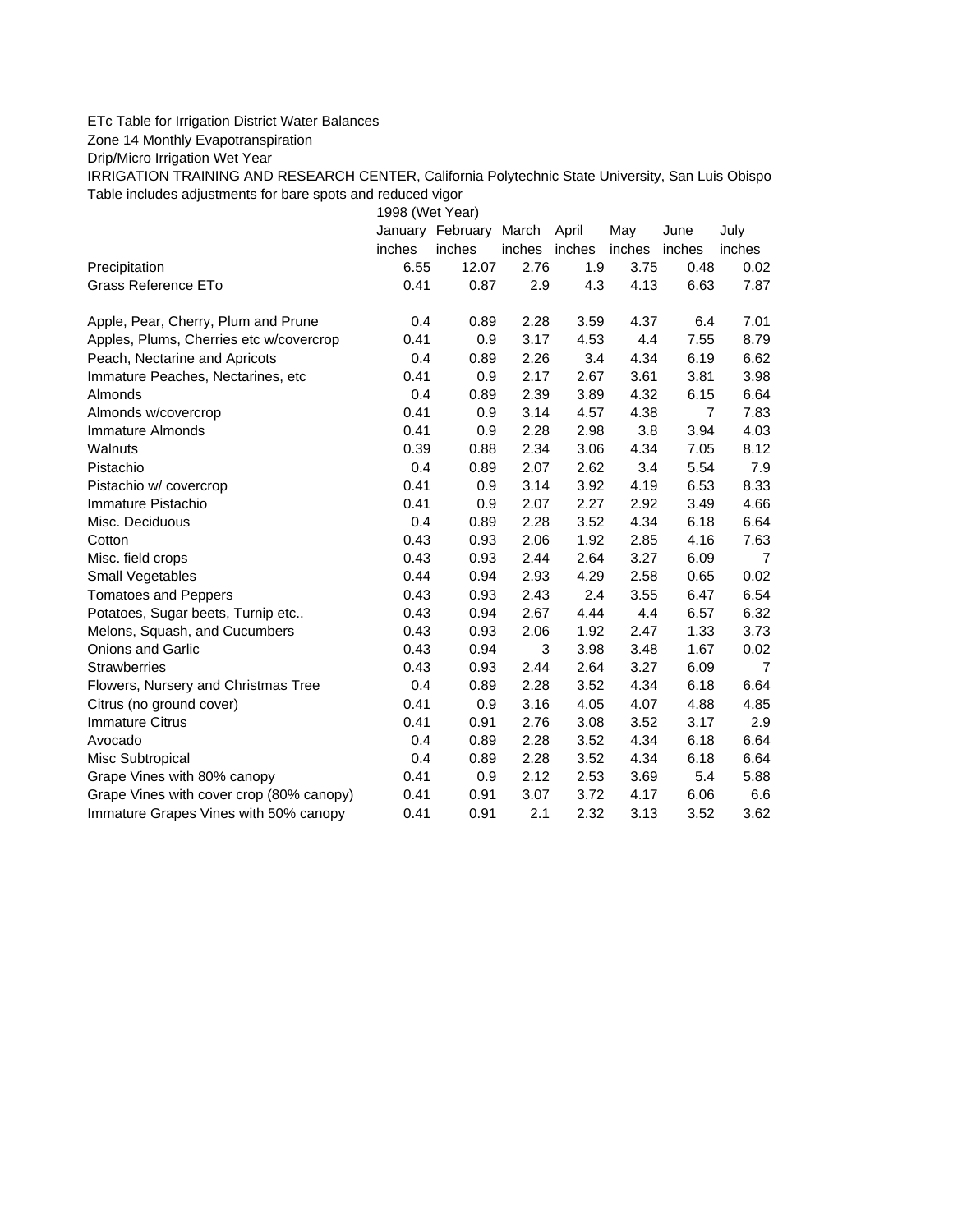ETc Table for Irrigation District Water Balances

Zone 14 Monthly Evapotranspiration

Drip/Micro Irrigation Wet Year

IRRIGATION TRAINING AND RESEARCH CENTER, California Polytechnic State University, San Luis Obispo

Table includes adjustments for bare spots and reduced vigor

| | 1998 (Wet Year) | | | | | | |
|---|---|---|---|---|---|---|---|
| | January | February | March | April | May | June | July |
| | inches | inches | inches | inches | inches | inches | inches |
| Precipitation | 6.55 | 12.07 | 2.76 | 1.9 | 3.75 | 0.48 | 0.02 |
| Grass Reference ETo | 0.41 | 0.87 | 2.9 | 4.3 | 4.13 | 6.63 | 7.87 |
| | | | | | | | |
| Apple, Pear, Cherry, Plum and Prune | 0.4 | 0.89 | 2.28 | 3.59 | 4.37 | 6.4 | 7.01 |
| Apples, Plums, Cherries etc w/covercrop | 0.41 | 0.9 | 3.17 | 4.53 | 4.4 | 7.55 | 8.79 |
| Peach, Nectarine and Apricots | 0.4 | 0.89 | 2.26 | 3.4 | 4.34 | 6.19 | 6.62 |
| Immature Peaches, Nectarines, etc | 0.41 | 0.9 | 2.17 | 2.67 | 3.61 | 3.81 | 3.98 |
| Almonds | 0.4 | 0.89 | 2.39 | 3.89 | 4.32 | 6.15 | 6.64 |
| Almonds w/covercrop | 0.41 | 0.9 | 3.14 | 4.57 | 4.38 | 7 | 7.83 |
| Immature Almonds | 0.41 | 0.9 | 2.28 | 2.98 | 3.8 | 3.94 | 4.03 |
| Walnuts | 0.39 | 0.88 | 2.34 | 3.06 | 4.34 | 7.05 | 8.12 |
| Pistachio | 0.4 | 0.89 | 2.07 | 2.62 | 3.4 | 5.54 | 7.9 |
| Pistachio w/ covercrop | 0.41 | 0.9 | 3.14 | 3.92 | 4.19 | 6.53 | 8.33 |
| Immature Pistachio | 0.41 | 0.9 | 2.07 | 2.27 | 2.92 | 3.49 | 4.66 |
| Misc. Deciduous | 0.4 | 0.89 | 2.28 | 3.52 | 4.34 | 6.18 | 6.64 |
| Cotton | 0.43 | 0.93 | 2.06 | 1.92 | 2.85 | 4.16 | 7.63 |
| Misc. field crops | 0.43 | 0.93 | 2.44 | 2.64 | 3.27 | 6.09 | 7 |
| Small Vegetables | 0.44 | 0.94 | 2.93 | 4.29 | 2.58 | 0.65 | 0.02 |
| Tomatoes and Peppers | 0.43 | 0.93 | 2.43 | 2.4 | 3.55 | 6.47 | 6.54 |
| Potatoes, Sugar beets, Turnip etc.. | 0.43 | 0.94 | 2.67 | 4.44 | 4.4 | 6.57 | 6.32 |
| Melons, Squash, and Cucumbers | 0.43 | 0.93 | 2.06 | 1.92 | 2.47 | 1.33 | 3.73 |
| Onions and Garlic | 0.43 | 0.94 | 3 | 3.98 | 3.48 | 1.67 | 0.02 |
| Strawberries | 0.43 | 0.93 | 2.44 | 2.64 | 3.27 | 6.09 | 7 |
| Flowers, Nursery and Christmas Tree | 0.4 | 0.89 | 2.28 | 3.52 | 4.34 | 6.18 | 6.64 |
| Citrus (no ground cover) | 0.41 | 0.9 | 3.16 | 4.05 | 4.07 | 4.88 | 4.85 |
| Immature Citrus | 0.41 | 0.91 | 2.76 | 3.08 | 3.52 | 3.17 | 2.9 |
| Avocado | 0.4 | 0.89 | 2.28 | 3.52 | 4.34 | 6.18 | 6.64 |
| Misc Subtropical | 0.4 | 0.89 | 2.28 | 3.52 | 4.34 | 6.18 | 6.64 |
| Grape Vines with 80% canopy | 0.41 | 0.9 | 2.12 | 2.53 | 3.69 | 5.4 | 5.88 |
| Grape Vines with cover crop (80% canopy) | 0.41 | 0.91 | 3.07 | 3.72 | 4.17 | 6.06 | 6.6 |
| Immature Grapes Vines with 50% canopy | 0.41 | 0.91 | 2.1 | 2.32 | 3.13 | 3.52 | 3.62 |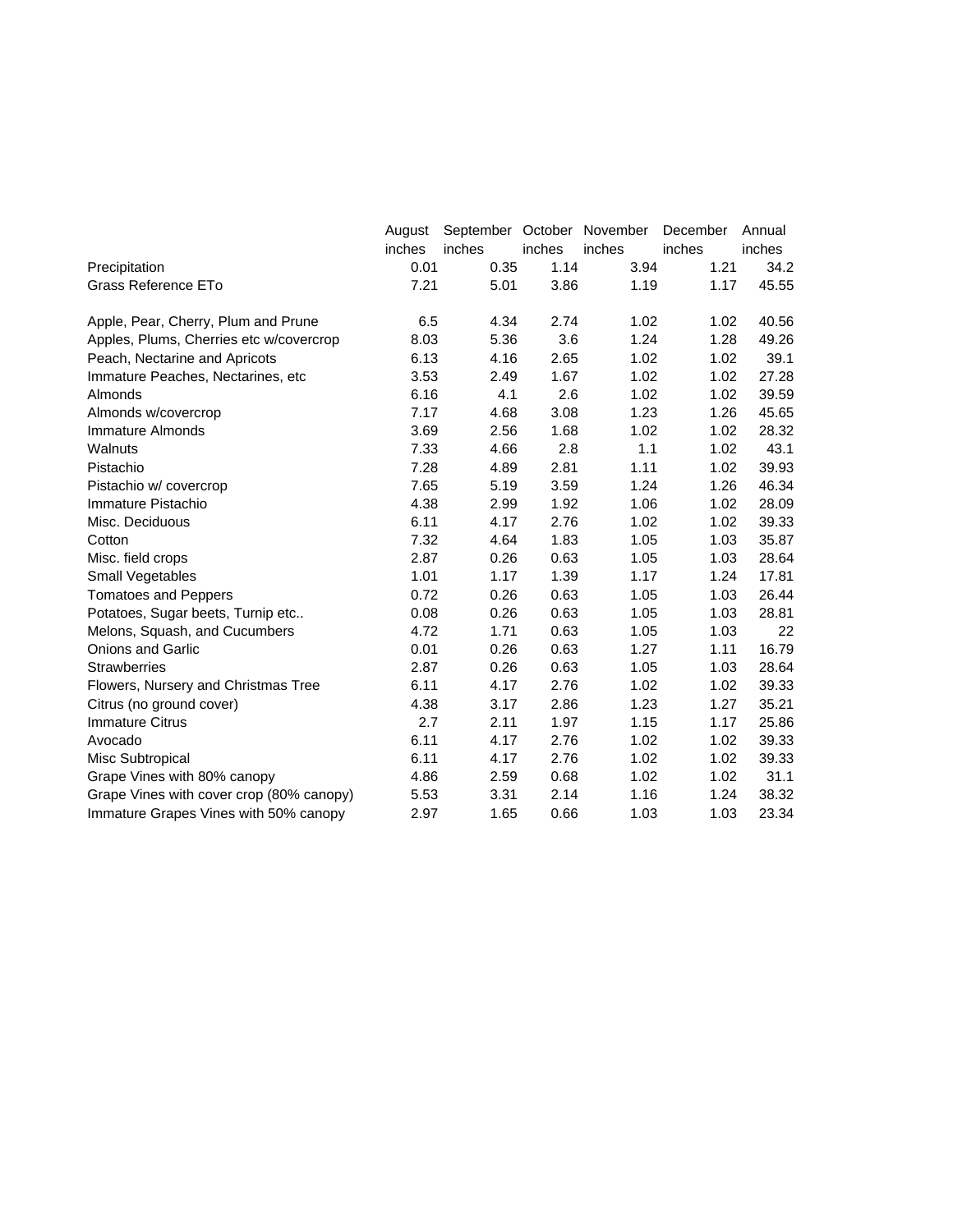| | August inches | September inches | October inches | November inches | December inches | Annual inches |
|---|---|---|---|---|---|---|
| Precipitation | 0.01 | 0.35 | 1.14 | 3.94 | 1.21 | 34.2 |
| Grass Reference ETo | 7.21 | 5.01 | 3.86 | 1.19 | 1.17 | 45.55 |
| | | | | | | |
| Apple, Pear, Cherry, Plum and Prune | 6.5 | 4.34 | 2.74 | 1.02 | 1.02 | 40.56 |
| Apples, Plums, Cherries etc w/covercrop | 8.03 | 5.36 | 3.6 | 1.24 | 1.28 | 49.26 |
| Peach, Nectarine and Apricots | 6.13 | 4.16 | 2.65 | 1.02 | 1.02 | 39.1 |
| Immature Peaches, Nectarines, etc | 3.53 | 2.49 | 1.67 | 1.02 | 1.02 | 27.28 |
| Almonds | 6.16 | 4.1 | 2.6 | 1.02 | 1.02 | 39.59 |
| Almonds w/covercrop | 7.17 | 4.68 | 3.08 | 1.23 | 1.26 | 45.65 |
| Immature Almonds | 3.69 | 2.56 | 1.68 | 1.02 | 1.02 | 28.32 |
| Walnuts | 7.33 | 4.66 | 2.8 | 1.1 | 1.02 | 43.1 |
| Pistachio | 7.28 | 4.89 | 2.81 | 1.11 | 1.02 | 39.93 |
| Pistachio w/ covercrop | 7.65 | 5.19 | 3.59 | 1.24 | 1.26 | 46.34 |
| Immature Pistachio | 4.38 | 2.99 | 1.92 | 1.06 | 1.02 | 28.09 |
| Misc. Deciduous | 6.11 | 4.17 | 2.76 | 1.02 | 1.02 | 39.33 |
| Cotton | 7.32 | 4.64 | 1.83 | 1.05 | 1.03 | 35.87 |
| Misc. field crops | 2.87 | 0.26 | 0.63 | 1.05 | 1.03 | 28.64 |
| Small Vegetables | 1.01 | 1.17 | 1.39 | 1.17 | 1.24 | 17.81 |
| Tomatoes and Peppers | 0.72 | 0.26 | 0.63 | 1.05 | 1.03 | 26.44 |
| Potatoes, Sugar beets, Turnip etc.. | 0.08 | 0.26 | 0.63 | 1.05 | 1.03 | 28.81 |
| Melons, Squash, and Cucumbers | 4.72 | 1.71 | 0.63 | 1.05 | 1.03 | 22 |
| Onions and Garlic | 0.01 | 0.26 | 0.63 | 1.27 | 1.11 | 16.79 |
| Strawberries | 2.87 | 0.26 | 0.63 | 1.05 | 1.03 | 28.64 |
| Flowers, Nursery and Christmas Tree | 6.11 | 4.17 | 2.76 | 1.02 | 1.02 | 39.33 |
| Citrus (no ground cover) | 4.38 | 3.17 | 2.86 | 1.23 | 1.27 | 35.21 |
| Immature Citrus | 2.7 | 2.11 | 1.97 | 1.15 | 1.17 | 25.86 |
| Avocado | 6.11 | 4.17 | 2.76 | 1.02 | 1.02 | 39.33 |
| Misc Subtropical | 6.11 | 4.17 | 2.76 | 1.02 | 1.02 | 39.33 |
| Grape Vines with 80% canopy | 4.86 | 2.59 | 0.68 | 1.02 | 1.02 | 31.1 |
| Grape Vines with cover crop (80% canopy) | 5.53 | 3.31 | 2.14 | 1.16 | 1.24 | 38.32 |
| Immature Grapes Vines with 50% canopy | 2.97 | 1.65 | 0.66 | 1.03 | 1.03 | 23.34 |